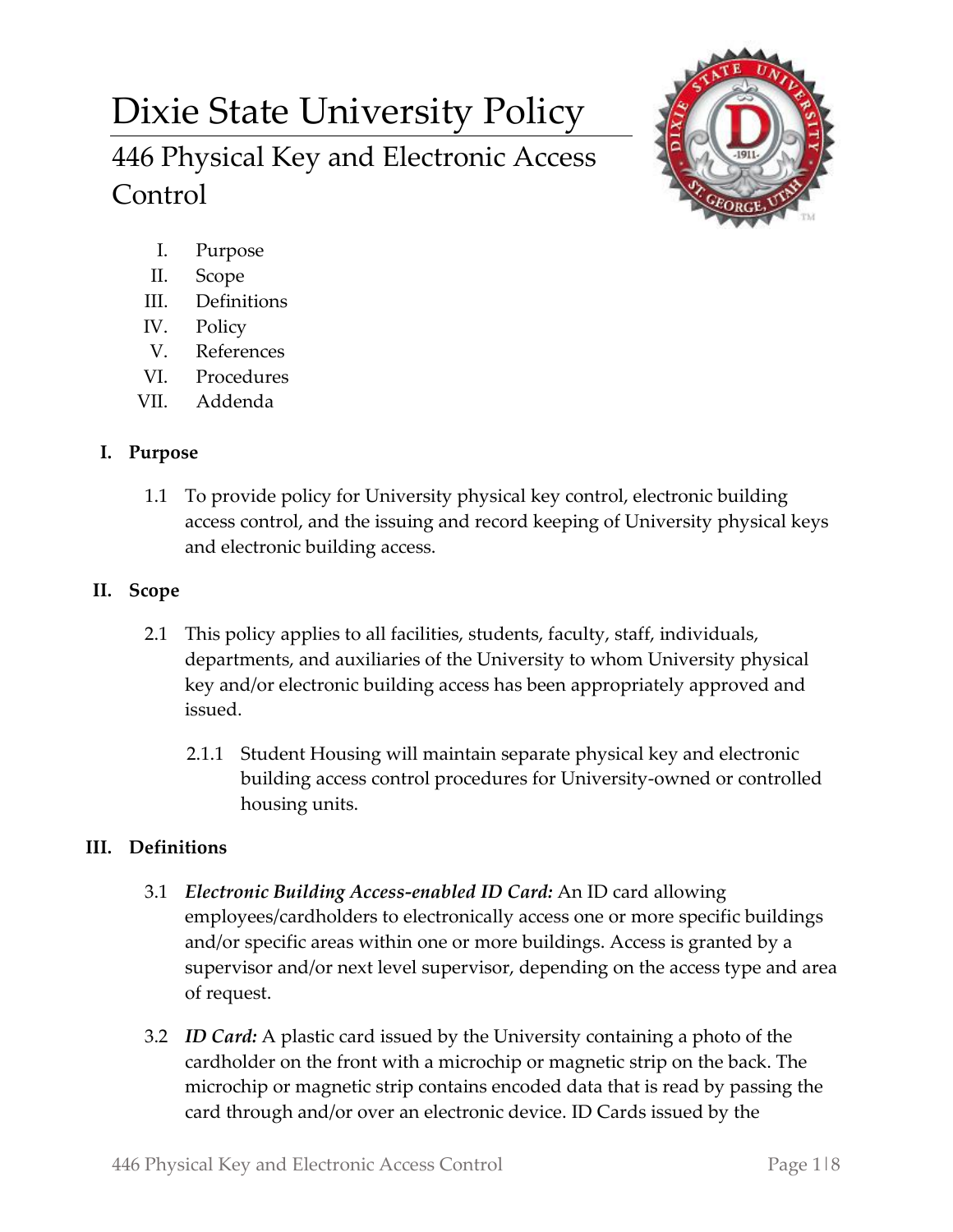# Dixie State University Policy

## 446 Physical Key and Electronic Access Control

I. Purpose
II. Scope
III. Definitions
IV. Policy
V. References
VI. Procedures
VII. Addenda

### I. Purpose

1.1 To provide policy for University physical key control, electronic building access control, and the issuing and record keeping of University physical keys and electronic building access.

### II. Scope

2.1 This policy applies to all facilities, students, faculty, staff, individuals, departments, and auxiliaries of the University to whom University physical key and/or electronic building access has been appropriately approved and issued.

2.1.1 Student Housing will maintain separate physical key and electronic building access control procedures for University-owned or controlled housing units.

### III. Definitions

3.1 ***Electronic Building Access-enabled ID Card:*** An ID card allowing employees/cardholders to electronically access one or more specific buildings and/or specific areas within one or more buildings. Access is granted by a supervisor and/or next level supervisor, depending on the access type and area of request.

3.2 ***ID Card:*** A plastic card issued by the University containing a photo of the cardholder on the front with a microchip or magnetic strip on the back. The microchip or magnetic strip contains encoded data that is read by passing the card through and/or over an electronic device. ID Cards issued by the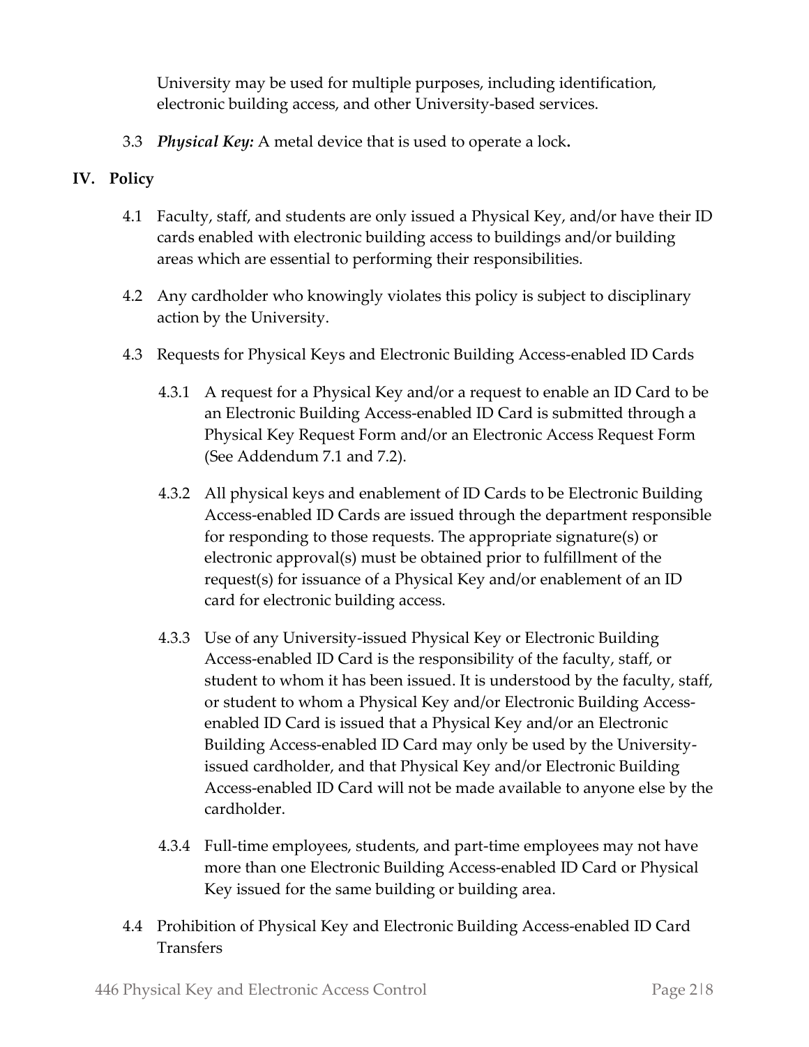University may be used for multiple purposes, including identification, electronic building access, and other University-based services.

3.3 ***Physical Key:*** A metal device that is used to operate a lock**.**

## IV. Policy

4.1 Faculty, staff, and students are only issued a Physical Key, and/or have their ID cards enabled with electronic building access to buildings and/or building areas which are essential to performing their responsibilities.

4.2 Any cardholder who knowingly violates this policy is subject to disciplinary action by the University.

4.3 Requests for Physical Keys and Electronic Building Access-enabled ID Cards

4.3.1 A request for a Physical Key and/or a request to enable an ID Card to be an Electronic Building Access-enabled ID Card is submitted through a Physical Key Request Form and/or an Electronic Access Request Form (See Addendum 7.1 and 7.2).

4.3.2 All physical keys and enablement of ID Cards to be Electronic Building Access-enabled ID Cards are issued through the department responsible for responding to those requests. The appropriate signature(s) or electronic approval(s) must be obtained prior to fulfillment of the request(s) for issuance of a Physical Key and/or enablement of an ID card for electronic building access.

4.3.3 Use of any University-issued Physical Key or Electronic Building Access-enabled ID Card is the responsibility of the faculty, staff, or student to whom it has been issued. It is understood by the faculty, staff, or student to whom a Physical Key and/or Electronic Building Access-enabled ID Card is issued that a Physical Key and/or an Electronic Building Access-enabled ID Card may only be used by the University-issued cardholder, and that Physical Key and/or Electronic Building Access-enabled ID Card will not be made available to anyone else by the cardholder.

4.3.4 Full-time employees, students, and part-time employees may not have more than one Electronic Building Access-enabled ID Card or Physical Key issued for the same building or building area.

4.4 Prohibition of Physical Key and Electronic Building Access-enabled ID Card Transfers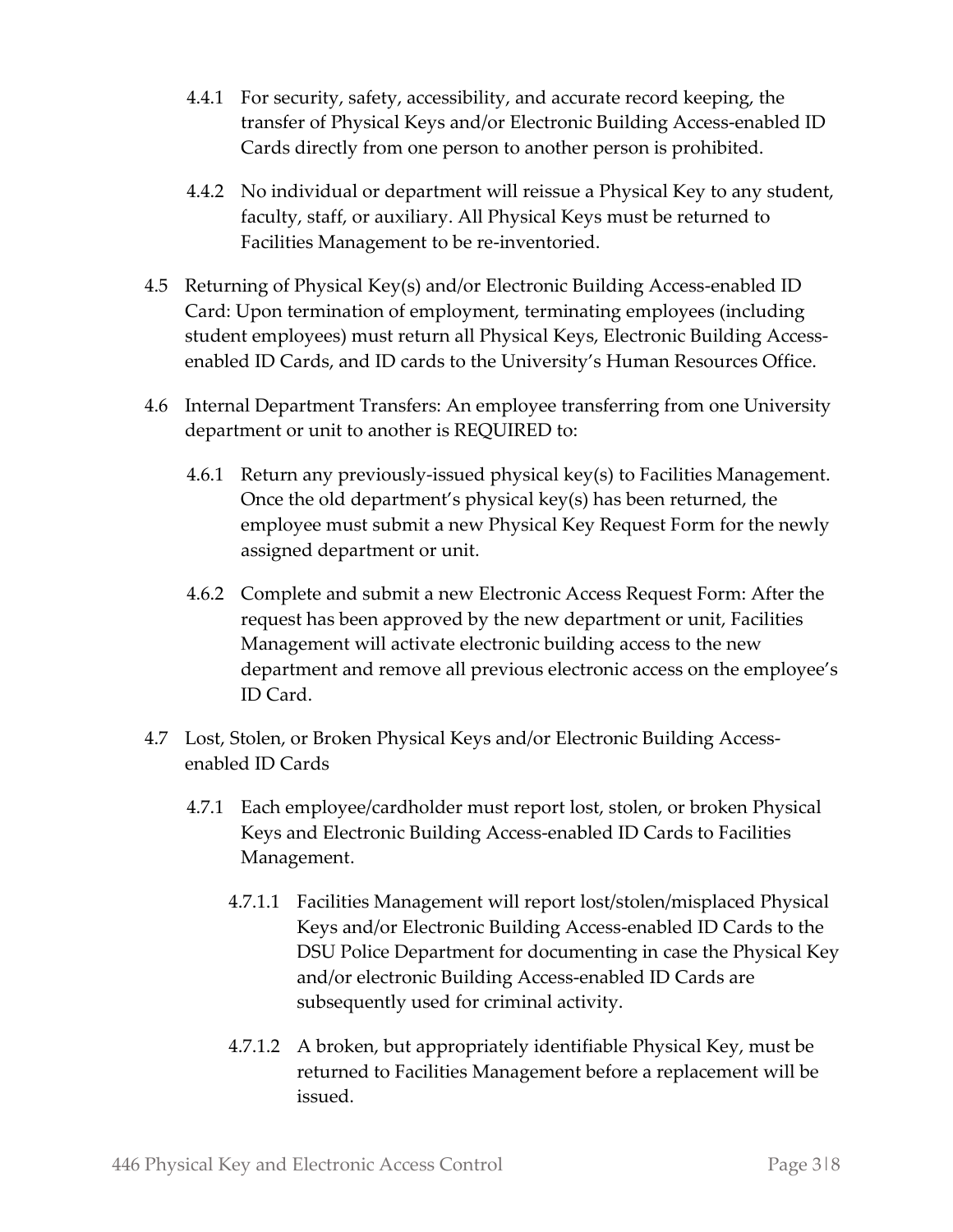4.4.1 For security, safety, accessibility, and accurate record keeping, the transfer of Physical Keys and/or Electronic Building Access-enabled ID Cards directly from one person to another person is prohibited.

4.4.2 No individual or department will reissue a Physical Key to any student, faculty, staff, or auxiliary. All Physical Keys must be returned to Facilities Management to be re-inventoried.

4.5 Returning of Physical Key(s) and/or Electronic Building Access-enabled ID Card: Upon termination of employment, terminating employees (including student employees) must return all Physical Keys, Electronic Building Access-enabled ID Cards, and ID cards to the University's Human Resources Office.

4.6 Internal Department Transfers: An employee transferring from one University department or unit to another is REQUIRED to:

4.6.1 Return any previously-issued physical key(s) to Facilities Management. Once the old department's physical key(s) has been returned, the employee must submit a new Physical Key Request Form for the newly assigned department or unit.

4.6.2 Complete and submit a new Electronic Access Request Form: After the request has been approved by the new department or unit, Facilities Management will activate electronic building access to the new department and remove all previous electronic access on the employee's ID Card.

4.7 Lost, Stolen, or Broken Physical Keys and/or Electronic Building Access-enabled ID Cards

4.7.1 Each employee/cardholder must report lost, stolen, or broken Physical Keys and Electronic Building Access-enabled ID Cards to Facilities Management.

4.7.1.1 Facilities Management will report lost/stolen/misplaced Physical Keys and/or Electronic Building Access-enabled ID Cards to the DSU Police Department for documenting in case the Physical Key and/or electronic Building Access-enabled ID Cards are subsequently used for criminal activity.

4.7.1.2 A broken, but appropriately identifiable Physical Key, must be returned to Facilities Management before a replacement will be issued.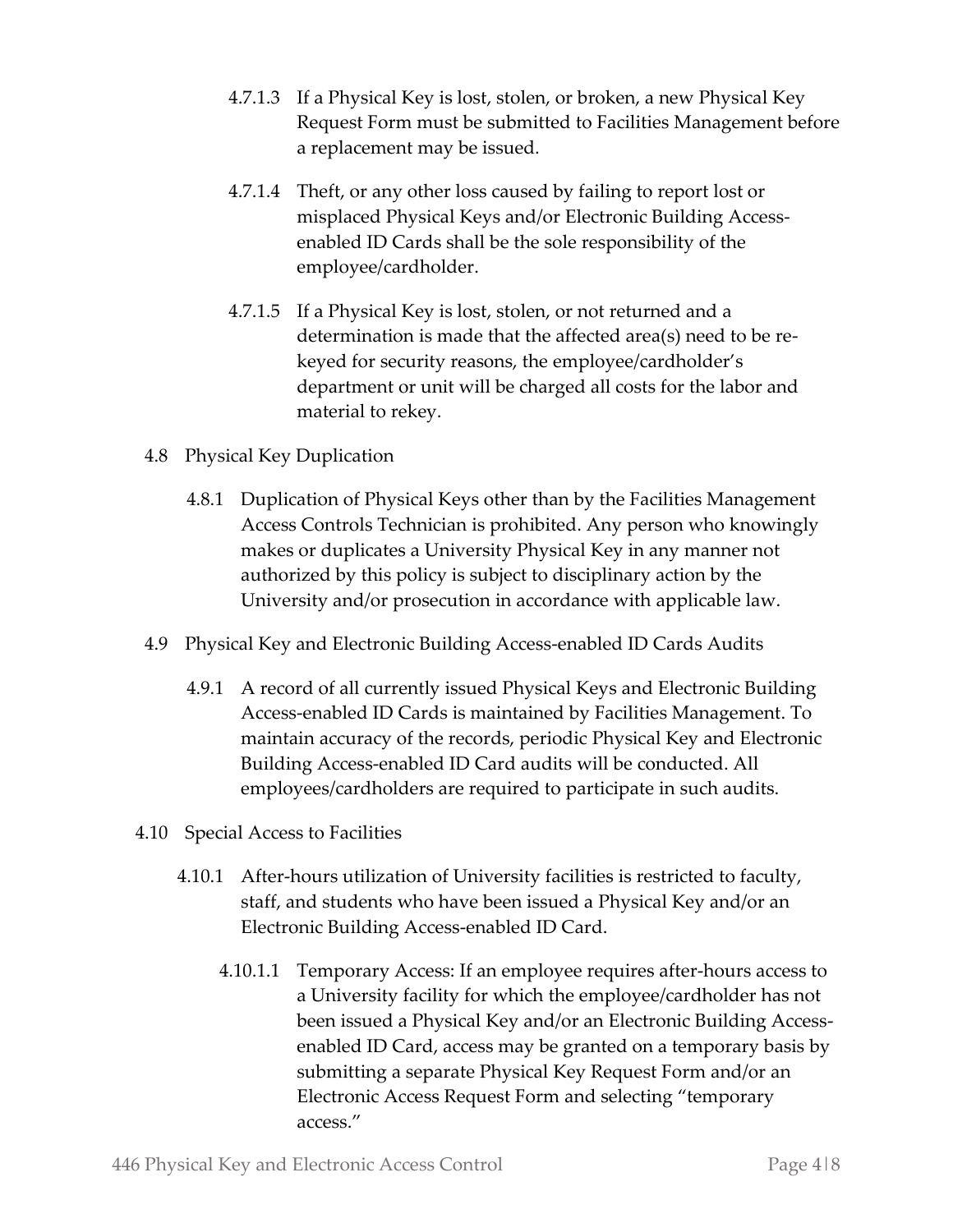4.7.1.3 If a Physical Key is lost, stolen, or broken, a new Physical Key Request Form must be submitted to Facilities Management before a replacement may be issued.

4.7.1.4 Theft, or any other loss caused by failing to report lost or misplaced Physical Keys and/or Electronic Building Access-enabled ID Cards shall be the sole responsibility of the employee/cardholder.

4.7.1.5 If a Physical Key is lost, stolen, or not returned and a determination is made that the affected area(s) need to be re-keyed for security reasons, the employee/cardholder's department or unit will be charged all costs for the labor and material to rekey.

4.8 Physical Key Duplication

4.8.1 Duplication of Physical Keys other than by the Facilities Management Access Controls Technician is prohibited. Any person who knowingly makes or duplicates a University Physical Key in any manner not authorized by this policy is subject to disciplinary action by the University and/or prosecution in accordance with applicable law.

4.9 Physical Key and Electronic Building Access-enabled ID Cards Audits

4.9.1 A record of all currently issued Physical Keys and Electronic Building Access-enabled ID Cards is maintained by Facilities Management. To maintain accuracy of the records, periodic Physical Key and Electronic Building Access-enabled ID Card audits will be conducted. All employees/cardholders are required to participate in such audits.

4.10 Special Access to Facilities

4.10.1 After-hours utilization of University facilities is restricted to faculty, staff, and students who have been issued a Physical Key and/or an Electronic Building Access-enabled ID Card.

4.10.1.1 Temporary Access: If an employee requires after-hours access to a University facility for which the employee/cardholder has not been issued a Physical Key and/or an Electronic Building Access-enabled ID Card, access may be granted on a temporary basis by submitting a separate Physical Key Request Form and/or an Electronic Access Request Form and selecting "temporary access."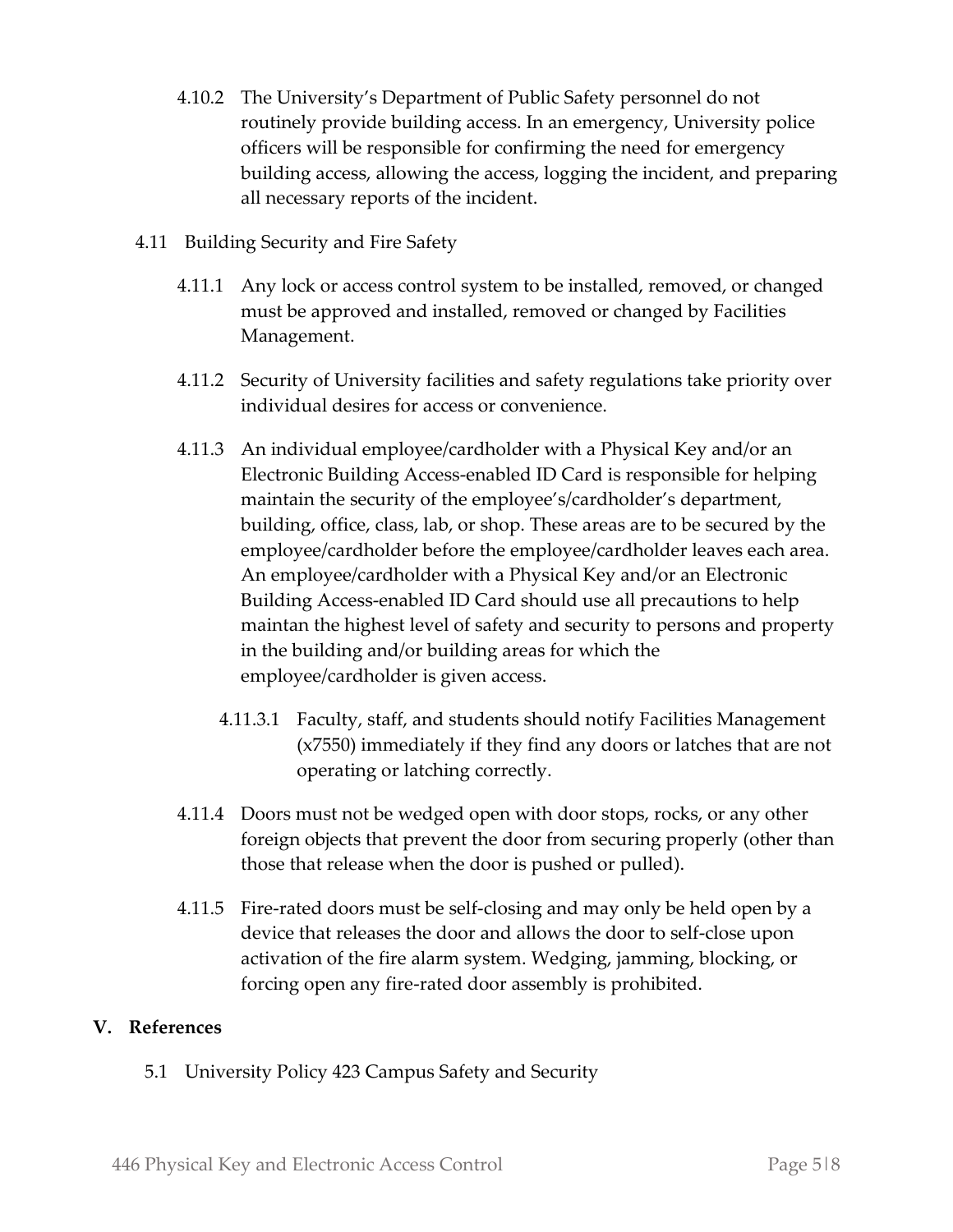4.10.2 The University's Department of Public Safety personnel do not routinely provide building access. In an emergency, University police officers will be responsible for confirming the need for emergency building access, allowing the access, logging the incident, and preparing all necessary reports of the incident.

4.11 Building Security and Fire Safety

4.11.1 Any lock or access control system to be installed, removed, or changed must be approved and installed, removed or changed by Facilities Management.

4.11.2 Security of University facilities and safety regulations take priority over individual desires for access or convenience.

4.11.3 An individual employee/cardholder with a Physical Key and/or an Electronic Building Access-enabled ID Card is responsible for helping maintain the security of the employee's/cardholder's department, building, office, class, lab, or shop. These areas are to be secured by the employee/cardholder before the employee/cardholder leaves each area. An employee/cardholder with a Physical Key and/or an Electronic Building Access-enabled ID Card should use all precautions to help maintan the highest level of safety and security to persons and property in the building and/or building areas for which the employee/cardholder is given access.

4.11.3.1 Faculty, staff, and students should notify Facilities Management (x7550) immediately if they find any doors or latches that are not operating or latching correctly.

4.11.4 Doors must not be wedged open with door stops, rocks, or any other foreign objects that prevent the door from securing properly (other than those that release when the door is pushed or pulled).

4.11.5 Fire-rated doors must be self-closing and may only be held open by a device that releases the door and allows the door to self-close upon activation of the fire alarm system. Wedging, jamming, blocking, or forcing open any fire-rated door assembly is prohibited.

## V. References

5.1 University Policy 423 Campus Safety and Security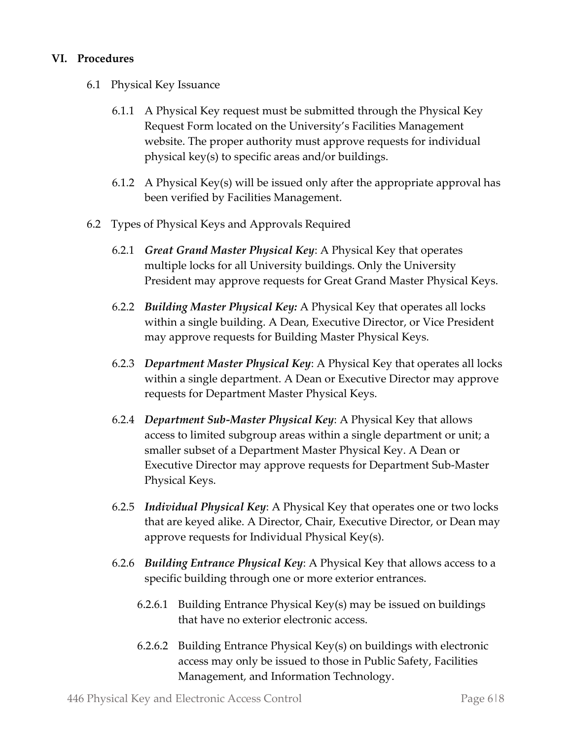## VI. Procedures

6.1 Physical Key Issuance

6.1.1 A Physical Key request must be submitted through the Physical Key Request Form located on the University's Facilities Management website. The proper authority must approve requests for individual physical key(s) to specific areas and/or buildings.

6.1.2 A Physical Key(s) will be issued only after the appropriate approval has been verified by Facilities Management.

6.2 Types of Physical Keys and Approvals Required

6.2.1 ***Great Grand Master Physical Key***: A Physical Key that operates multiple locks for all University buildings. Only the University President may approve requests for Great Grand Master Physical Keys.

6.2.2 ***Building Master Physical Key:*** A Physical Key that operates all locks within a single building. A Dean, Executive Director, or Vice President may approve requests for Building Master Physical Keys.

6.2.3 ***Department Master Physical Key***: A Physical Key that operates all locks within a single department. A Dean or Executive Director may approve requests for Department Master Physical Keys.

6.2.4 ***Department Sub-Master Physical Key***: A Physical Key that allows access to limited subgroup areas within a single department or unit; a smaller subset of a Department Master Physical Key. A Dean or Executive Director may approve requests for Department Sub-Master Physical Keys.

6.2.5 ***Individual Physical Key***: A Physical Key that operates one or two locks that are keyed alike. A Director, Chair, Executive Director, or Dean may approve requests for Individual Physical Key(s).

6.2.6 ***Building Entrance Physical Key***: A Physical Key that allows access to a specific building through one or more exterior entrances.

6.2.6.1 Building Entrance Physical Key(s) may be issued on buildings that have no exterior electronic access.

6.2.6.2 Building Entrance Physical Key(s) on buildings with electronic access may only be issued to those in Public Safety, Facilities Management, and Information Technology.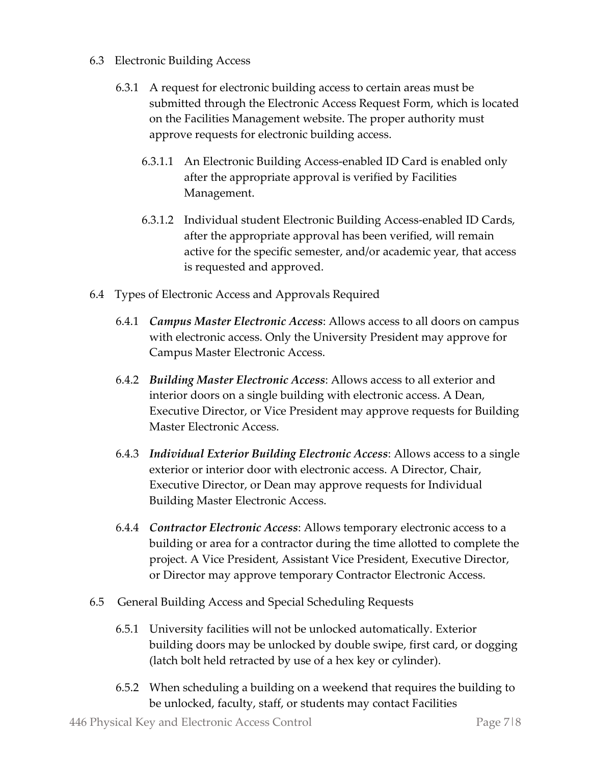6.3 Electronic Building Access

6.3.1 A request for electronic building access to certain areas must be submitted through the Electronic Access Request Form, which is located on the Facilities Management website. The proper authority must approve requests for electronic building access.

6.3.1.1 An Electronic Building Access-enabled ID Card is enabled only after the appropriate approval is verified by Facilities Management.

6.3.1.2 Individual student Electronic Building Access-enabled ID Cards, after the appropriate approval has been verified, will remain active for the specific semester, and/or academic year, that access is requested and approved.

6.4 Types of Electronic Access and Approvals Required

6.4.1 ***Campus Master Electronic Access***: Allows access to all doors on campus with electronic access. Only the University President may approve for Campus Master Electronic Access.

6.4.2 ***Building Master Electronic Access***: Allows access to all exterior and interior doors on a single building with electronic access. A Dean, Executive Director, or Vice President may approve requests for Building Master Electronic Access.

6.4.3 ***Individual Exterior Building Electronic Access***: Allows access to a single exterior or interior door with electronic access. A Director, Chair, Executive Director, or Dean may approve requests for Individual Building Master Electronic Access.

6.4.4 ***Contractor Electronic Access***: Allows temporary electronic access to a building or area for a contractor during the time allotted to complete the project. A Vice President, Assistant Vice President, Executive Director, or Director may approve temporary Contractor Electronic Access.

6.5 General Building Access and Special Scheduling Requests

6.5.1 University facilities will not be unlocked automatically. Exterior building doors may be unlocked by double swipe, first card, or dogging (latch bolt held retracted by use of a hex key or cylinder).

6.5.2 When scheduling a building on a weekend that requires the building to be unlocked, faculty, staff, or students may contact Facilities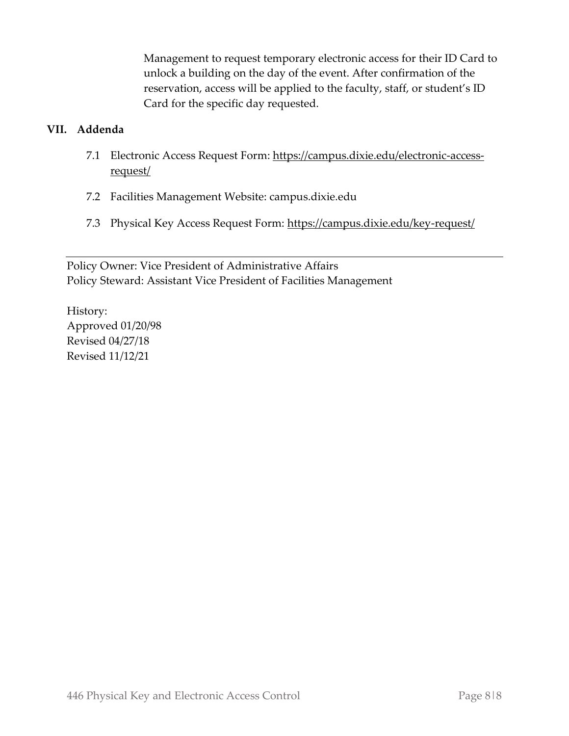Management to request temporary electronic access for their ID Card to unlock a building on the day of the event. After confirmation of the reservation, access will be applied to the faculty, staff, or student's ID Card for the specific day requested.

## VII. Addenda

7.1 Electronic Access Request Form: https://campus.dixie.edu/electronic-access-request/

7.2 Facilities Management Website: campus.dixie.edu

7.3 Physical Key Access Request Form: https://campus.dixie.edu/key-request/

---

Policy Owner: Vice President of Administrative Affairs
Policy Steward: Assistant Vice President of Facilities Management

History:
Approved 01/20/98
Revised 04/27/18
Revised 11/12/21